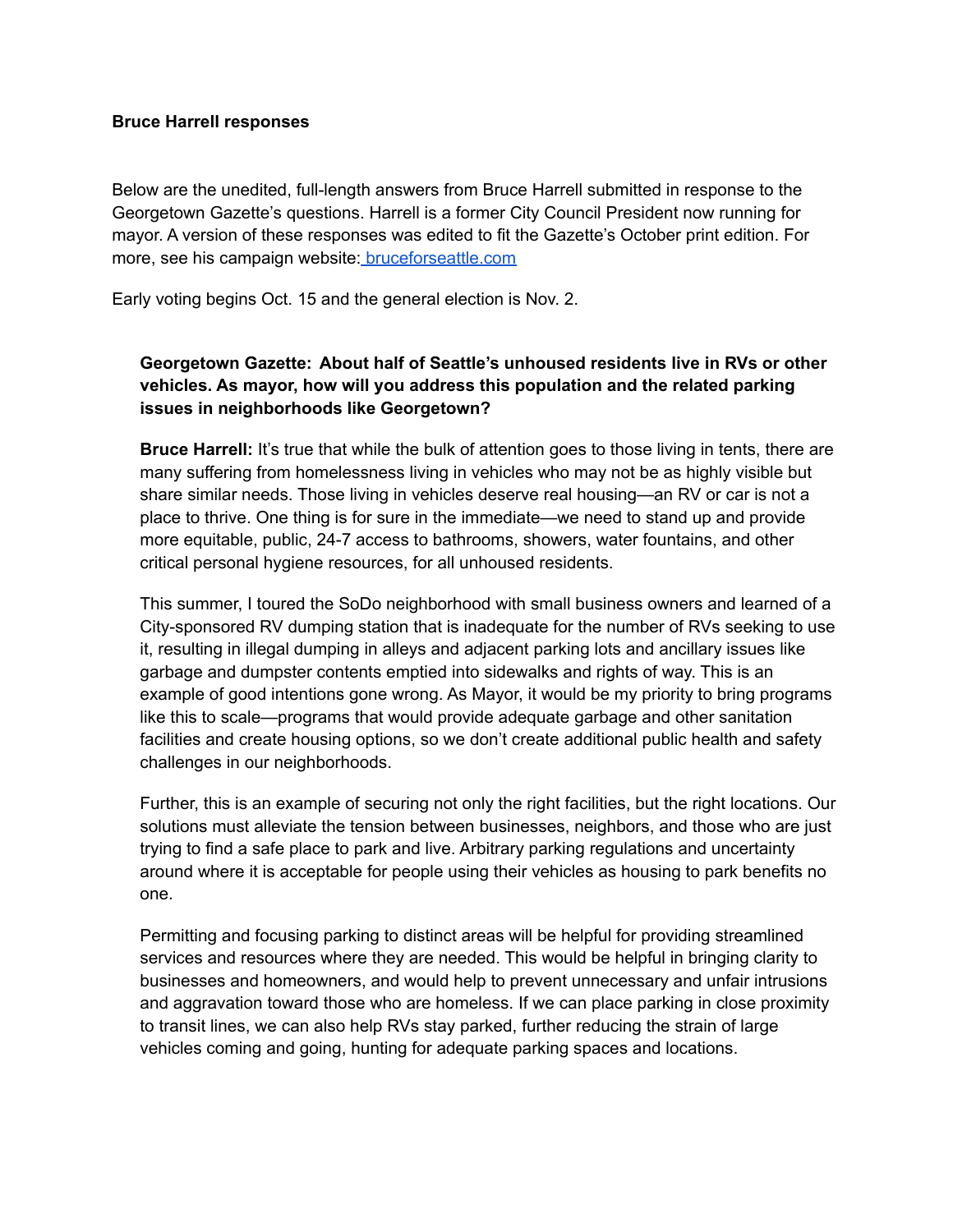**Bruce Harrell responses**

Below are the unedited, full-length answers from Bruce Harrell submitted in response to the Georgetown Gazette's questions. Harrell is a former City Council President now running for mayor. A version of these responses was edited to fit the Gazette's October print edition. For more, see his campaign website: [bruceforseattle.com](https://bruceforseattle.com)

Early voting begins Oct. 15 and the general election is Nov. 2.

> **Georgetown Gazette: About half of Seattle's unhoused residents live in RVs or other vehicles. As mayor, how will you address this population and the related parking issues in neighborhoods like Georgetown?**
>
> **Bruce Harrell:** It's true that while the bulk of attention goes to those living in tents, there are many suffering from homelessness living in vehicles who may not be as highly visible but share similar needs. Those living in vehicles deserve real housing—an RV or car is not a place to thrive. One thing is for sure in the immediate—we need to stand up and provide more equitable, public, 24-7 access to bathrooms, showers, water fountains, and other critical personal hygiene resources, for all unhoused residents.
>
> This summer, I toured the SoDo neighborhood with small business owners and learned of a City-sponsored RV dumping station that is inadequate for the number of RVs seeking to use it, resulting in illegal dumping in alleys and adjacent parking lots and ancillary issues like garbage and dumpster contents emptied into sidewalks and rights of way. This is an example of good intentions gone wrong. As Mayor, it would be my priority to bring programs like this to scale—programs that would provide adequate garbage and other sanitation facilities and create housing options, so we don't create additional public health and safety challenges in our neighborhoods.
>
> Further, this is an example of securing not only the right facilities, but the right locations. Our solutions must alleviate the tension between businesses, neighbors, and those who are just trying to find a safe place to park and live. Arbitrary parking regulations and uncertainty around where it is acceptable for people using their vehicles as housing to park benefits no one.
>
> Permitting and focusing parking to distinct areas will be helpful for providing streamlined services and resources where they are needed. This would be helpful in bringing clarity to businesses and homeowners, and would help to prevent unnecessary and unfair intrusions and aggravation toward those who are homeless. If we can place parking in close proximity to transit lines, we can also help RVs stay parked, further reducing the strain of large vehicles coming and going, hunting for adequate parking spaces and locations.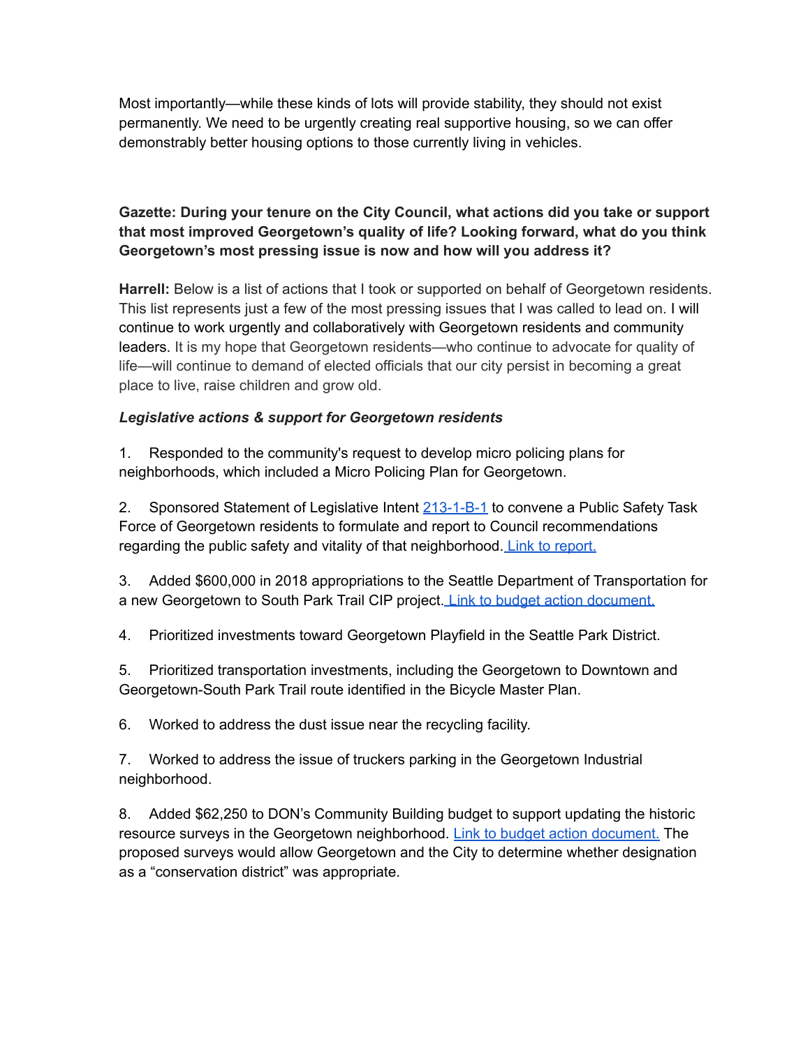Most importantly—while these kinds of lots will provide stability, they should not exist permanently. We need to be urgently creating real supportive housing, so we can offer demonstrably better housing options to those currently living in vehicles.

**Gazette: During your tenure on the City Council, what actions did you take or support that most improved Georgetown's quality of life? Looking forward, what do you think Georgetown's most pressing issue is now and how will you address it?**

**Harrell:** Below is a list of actions that I took or supported on behalf of Georgetown residents. This list represents just a few of the most pressing issues that I was called to lead on. I will continue to work urgently and collaboratively with Georgetown residents and community leaders. It is my hope that Georgetown residents—who continue to advocate for quality of life—will continue to demand of elected officials that our city persist in becoming a great place to live, raise children and grow old.

***Legislative actions & support for Georgetown residents***

1. Responded to the community's request to develop micro policing plans for neighborhoods, which included a Micro Policing Plan for Georgetown.

2. Sponsored Statement of Legislative Intent 213-1-B-1 to convene a Public Safety Task Force of Georgetown residents to formulate and report to Council recommendations regarding the public safety and vitality of that neighborhood. Link to report.

3. Added $600,000 in 2018 appropriations to the Seattle Department of Transportation for a new Georgetown to South Park Trail CIP project. Link to budget action document.

4. Prioritized investments toward Georgetown Playfield in the Seattle Park District.

5. Prioritized transportation investments, including the Georgetown to Downtown and Georgetown-South Park Trail route identified in the Bicycle Master Plan.

6. Worked to address the dust issue near the recycling facility.

7. Worked to address the issue of truckers parking in the Georgetown Industrial neighborhood.

8. Added $62,250 to DON's Community Building budget to support updating the historic resource surveys in the Georgetown neighborhood. Link to budget action document. The proposed surveys would allow Georgetown and the City to determine whether designation as a "conservation district" was appropriate.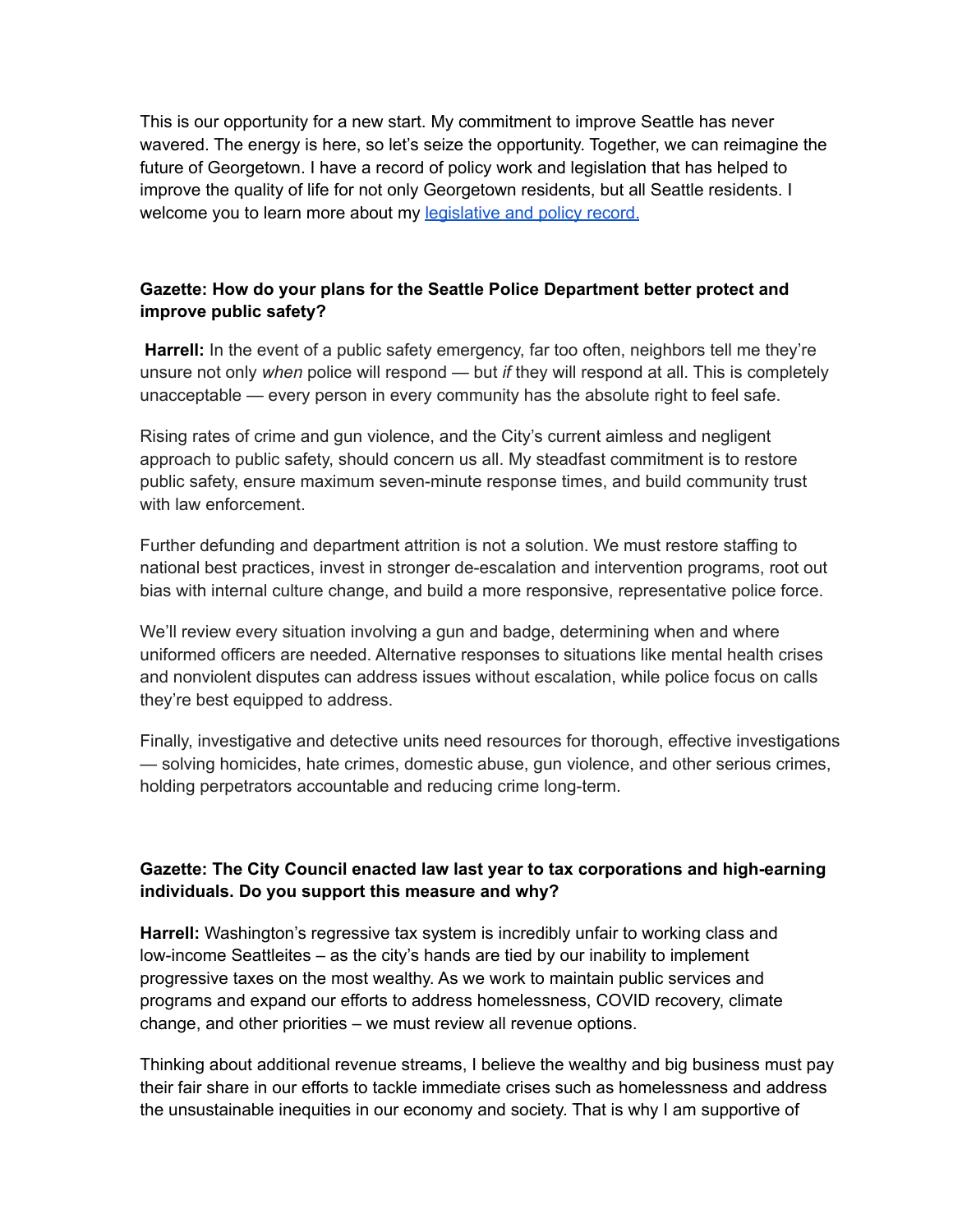This is our opportunity for a new start. My commitment to improve Seattle has never wavered. The energy is here, so let's seize the opportunity. Together, we can reimagine the future of Georgetown. I have a record of policy work and legislation that has helped to improve the quality of life for not only Georgetown residents, but all Seattle residents. I welcome you to learn more about my [legislative and policy record.]()

**Gazette: How do your plans for the Seattle Police Department better protect and improve public safety?**

**Harrell:** In the event of a public safety emergency, far too often, neighbors tell me they're unsure not only *when* police will respond — but *if* they will respond at all. This is completely unacceptable — every person in every community has the absolute right to feel safe.

Rising rates of crime and gun violence, and the City's current aimless and negligent approach to public safety, should concern us all. My steadfast commitment is to restore public safety, ensure maximum seven-minute response times, and build community trust with law enforcement.

Further defunding and department attrition is not a solution. We must restore staffing to national best practices, invest in stronger de-escalation and intervention programs, root out bias with internal culture change, and build a more responsive, representative police force.

We'll review every situation involving a gun and badge, determining when and where uniformed officers are needed. Alternative responses to situations like mental health crises and nonviolent disputes can address issues without escalation, while police focus on calls they're best equipped to address.

Finally, investigative and detective units need resources for thorough, effective investigations — solving homicides, hate crimes, domestic abuse, gun violence, and other serious crimes, holding perpetrators accountable and reducing crime long-term.

**Gazette: The City Council enacted law last year to tax corporations and high-earning individuals. Do you support this measure and why?**

**Harrell:** Washington's regressive tax system is incredibly unfair to working class and low-income Seattleites – as the city's hands are tied by our inability to implement progressive taxes on the most wealthy. As we work to maintain public services and programs and expand our efforts to address homelessness, COVID recovery, climate change, and other priorities – we must review all revenue options.

Thinking about additional revenue streams, I believe the wealthy and big business must pay their fair share in our efforts to tackle immediate crises such as homelessness and address the unsustainable inequities in our economy and society. That is why I am supportive of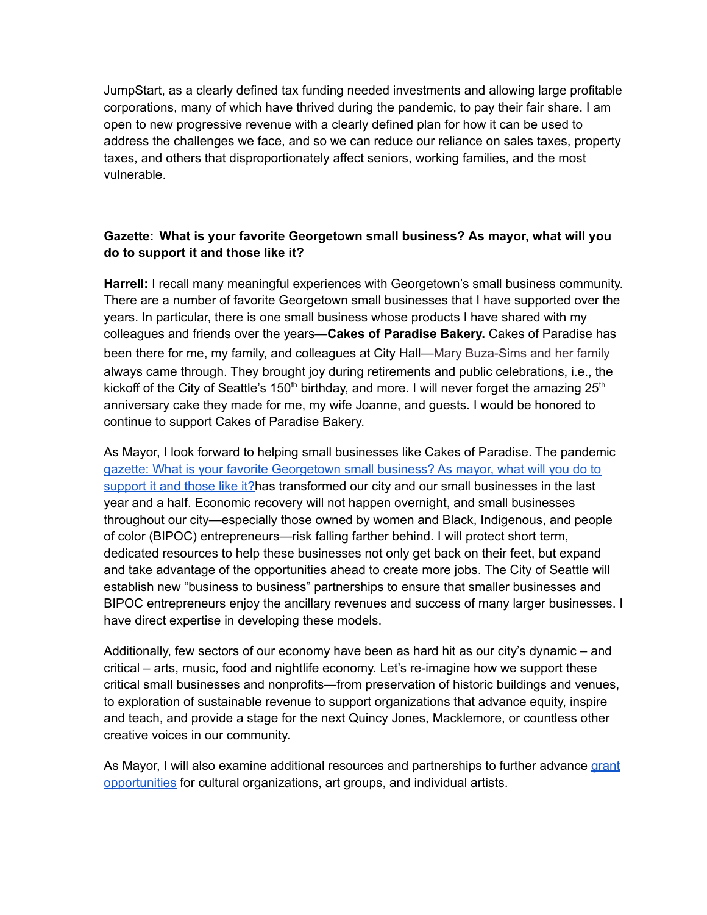JumpStart, as a clearly defined tax funding needed investments and allowing large profitable corporations, many of which have thrived during the pandemic, to pay their fair share. I am open to new progressive revenue with a clearly defined plan for how it can be used to address the challenges we face, and so we can reduce our reliance on sales taxes, property taxes, and others that disproportionately affect seniors, working families, and the most vulnerable.

**Gazette: What is your favorite Georgetown small business? As mayor, what will you do to support it and those like it?**

**Harrell:** I recall many meaningful experiences with Georgetown's small business community. There are a number of favorite Georgetown small businesses that I have supported over the years. In particular, there is one small business whose products I have shared with my colleagues and friends over the years—**Cakes of Paradise Bakery.** Cakes of Paradise has been there for me, my family, and colleagues at City Hall—Mary Buza-Sims and her family always came through. They brought joy during retirements and public celebrations, i.e., the kickoff of the City of Seattle's 150th birthday, and more. I will never forget the amazing 25th anniversary cake they made for me, my wife Joanne, and guests. I would be honored to continue to support Cakes of Paradise Bakery.

As Mayor, I look forward to helping small businesses like Cakes of Paradise. The pandemic [gazette: What is your favorite Georgetown small business? As mayor, what will you do to support it and those like it?]has transformed our city and our small businesses in the last year and a half. Economic recovery will not happen overnight, and small businesses throughout our city—especially those owned by women and Black, Indigenous, and people of color (BIPOC) entrepreneurs—risk falling farther behind. I will protect short term, dedicated resources to help these businesses not only get back on their feet, but expand and take advantage of the opportunities ahead to create more jobs. The City of Seattle will establish new "business to business" partnerships to ensure that smaller businesses and BIPOC entrepreneurs enjoy the ancillary revenues and success of many larger businesses. I have direct expertise in developing these models.

Additionally, few sectors of our economy have been as hard hit as our city's dynamic – and critical – arts, music, food and nightlife economy. Let's re-imagine how we support these critical small businesses and nonprofits—from preservation of historic buildings and venues, to exploration of sustainable revenue to support organizations that advance equity, inspire and teach, and provide a stage for the next Quincy Jones, Macklemore, or countless other creative voices in our community.

As Mayor, I will also examine additional resources and partnerships to further advance [grant opportunities] for cultural organizations, art groups, and individual artists.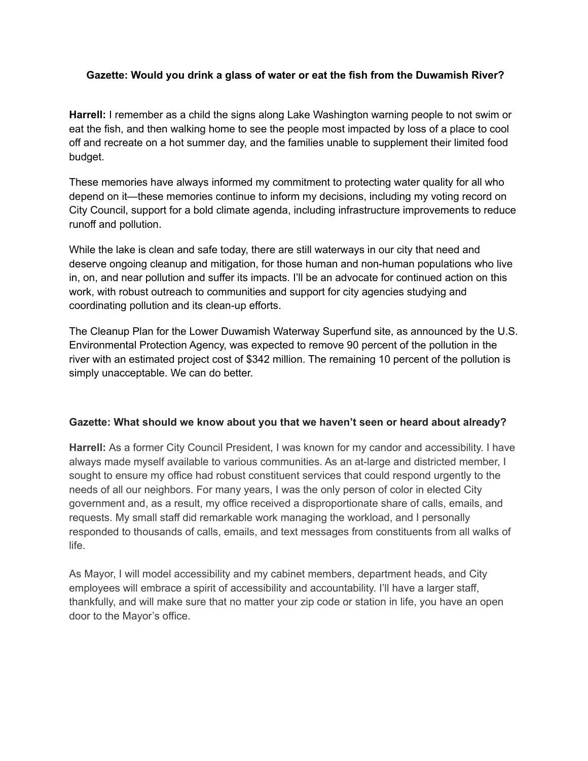**Gazette: Would you drink a glass of water or eat the fish from the Duwamish River?**

**Harrell:** I remember as a child the signs along Lake Washington warning people to not swim or eat the fish, and then walking home to see the people most impacted by loss of a place to cool off and recreate on a hot summer day, and the families unable to supplement their limited food budget.

These memories have always informed my commitment to protecting water quality for all who depend on it—these memories continue to inform my decisions, including my voting record on City Council, support for a bold climate agenda, including infrastructure improvements to reduce runoff and pollution.

While the lake is clean and safe today, there are still waterways in our city that need and deserve ongoing cleanup and mitigation, for those human and non-human populations who live in, on, and near pollution and suffer its impacts. I'll be an advocate for continued action on this work, with robust outreach to communities and support for city agencies studying and coordinating pollution and its clean-up efforts.

The Cleanup Plan for the Lower Duwamish Waterway Superfund site, as announced by the U.S. Environmental Protection Agency, was expected to remove 90 percent of the pollution in the river with an estimated project cost of $342 million. The remaining 10 percent of the pollution is simply unacceptable. We can do better.

**Gazette: What should we know about you that we haven't seen or heard about already?**

**Harrell:** As a former City Council President, I was known for my candor and accessibility. I have always made myself available to various communities. As an at-large and districted member, I sought to ensure my office had robust constituent services that could respond urgently to the needs of all our neighbors. For many years, I was the only person of color in elected City government and, as a result, my office received a disproportionate share of calls, emails, and requests. My small staff did remarkable work managing the workload, and I personally responded to thousands of calls, emails, and text messages from constituents from all walks of life.

As Mayor, I will model accessibility and my cabinet members, department heads, and City employees will embrace a spirit of accessibility and accountability. I'll have a larger staff, thankfully, and will make sure that no matter your zip code or station in life, you have an open door to the Mayor's office.